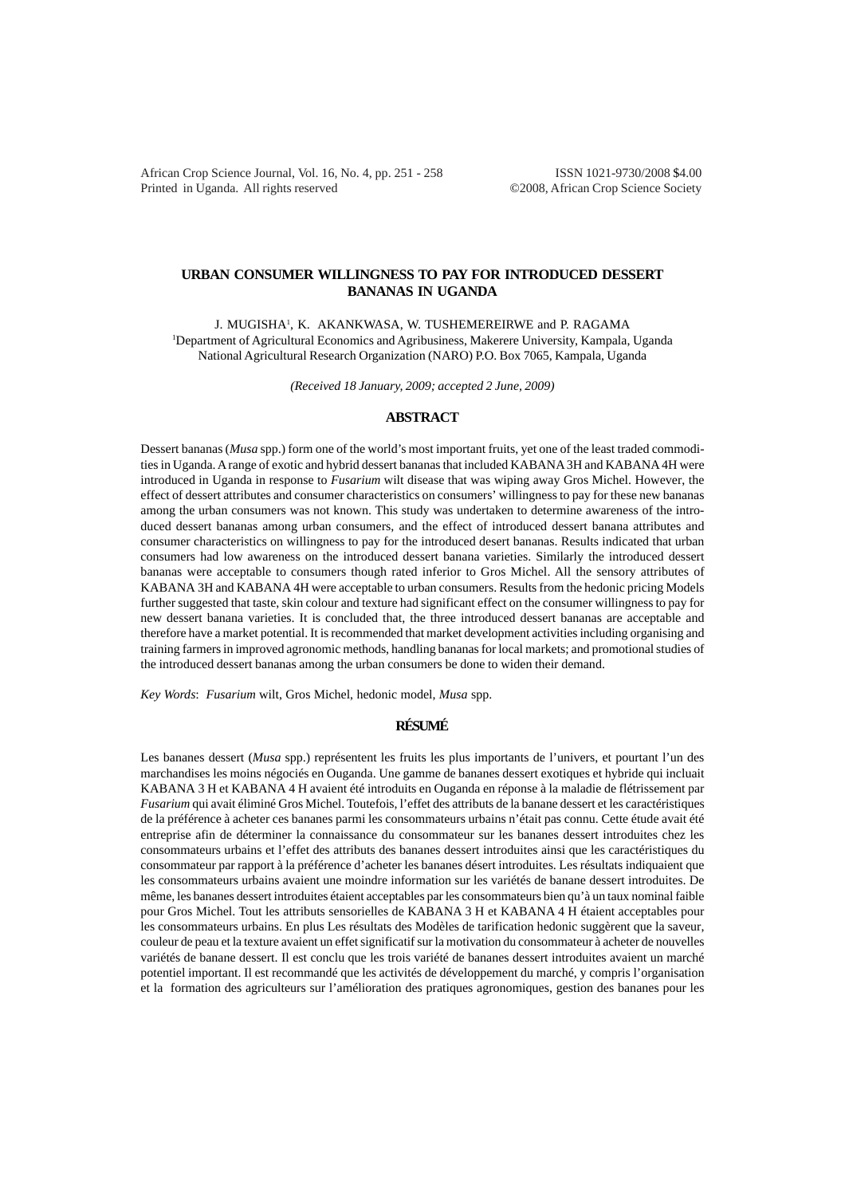# URBAN CONSUMER WILLINGNESS TO PAY FOR INTRODUCED DESSERT BANANAS IN UGANDA

J. MUGISHA[1], K. AKANKWASA, W. TUSHEMEREIRWE and P. RAGAMA

[1]Department of Agricultural Economics and Agribusiness, Makerere University, Kampala, Uganda
National Agricultural Research Organization (NARO) P.O. Box 7065, Kampala, Uganda

*(Received 18 January, 2009; accepted 2 June, 2009)*

## ABSTRACT

Dessert bananas (*Musa* spp.) form one of the world's most important fruits, yet one of the least traded commodities in Uganda. A range of exotic and hybrid dessert bananas that included KABANA 3H and KABANA 4H were introduced in Uganda in response to *Fusarium* wilt disease that was wiping away Gros Michel. However, the effect of dessert attributes and consumer characteristics on consumers' willingness to pay for these new bananas among the urban consumers was not known. This study was undertaken to determine awareness of the introduced dessert bananas among urban consumers, and the effect of introduced dessert banana attributes and consumer characteristics on willingness to pay for the introduced desert bananas. Results indicated that urban consumers had low awareness on the introduced dessert banana varieties. Similarly the introduced dessert bananas were acceptable to consumers though rated inferior to Gros Michel. All the sensory attributes of KABANA 3H and KABANA 4H were acceptable to urban consumers. Results from the hedonic pricing Models further suggested that taste, skin colour and texture had significant effect on the consumer willingness to pay for new dessert banana varieties. It is concluded that, the three introduced dessert bananas are acceptable and therefore have a market potential. It is recommended that market development activities including organising and training farmers in improved agronomic methods, handling bananas for local markets; and promotional studies of the introduced dessert bananas among the urban consumers be done to widen their demand.

*Key Words*: *Fusarium* wilt, Gros Michel, hedonic model, *Musa* spp.

## RÉSUMÉ

Les bananes dessert (*Musa* spp.) représentent les fruits les plus importants de l'univers, et pourtant l'un des marchandises les moins négociés en Ouganda. Une gamme de bananes dessert exotiques et hybride qui incluait KABANA 3 H et KABANA 4 H avaient été introduits en Ouganda en réponse à la maladie de flétrissement par *Fusarium* qui avait éliminé Gros Michel. Toutefois, l'effet des attributs de la banane dessert et les caractéristiques de la préférence à acheter ces bananes parmi les consommateurs urbains n'était pas connu. Cette étude avait été entreprise afin de déterminer la connaissance du consommateur sur les bananes dessert introduites chez les consommateurs urbains et l'effet des attributs des bananes dessert introduites ainsi que les caractéristiques du consommateur par rapport à la préférence d'acheter les bananes désert introduites. Les résultats indiquaient que les consommateurs urbains avaient une moindre information sur les variétés de banane dessert introduites. De même, les bananes dessert introduites étaient acceptables par les consommateurs bien qu'à un taux nominal faible pour Gros Michel. Tout les attributs sensorielles de KABANA 3 H et KABANA 4 H étaient acceptables pour les consommateurs urbains. En plus Les résultats des Modèles de tarification hedonic suggèrent que la saveur, couleur de peau et la texture avaient un effet significatif sur la motivation du consommateur à acheter de nouvelles variétés de banane dessert. Il est conclu que les trois variété de bananes dessert introduites avaient un marché potentiel important. Il est recommandé que les activités de développement du marché, y compris l'organisation et la formation des agriculteurs sur l'amélioration des pratiques agronomiques, gestion des bananes pour les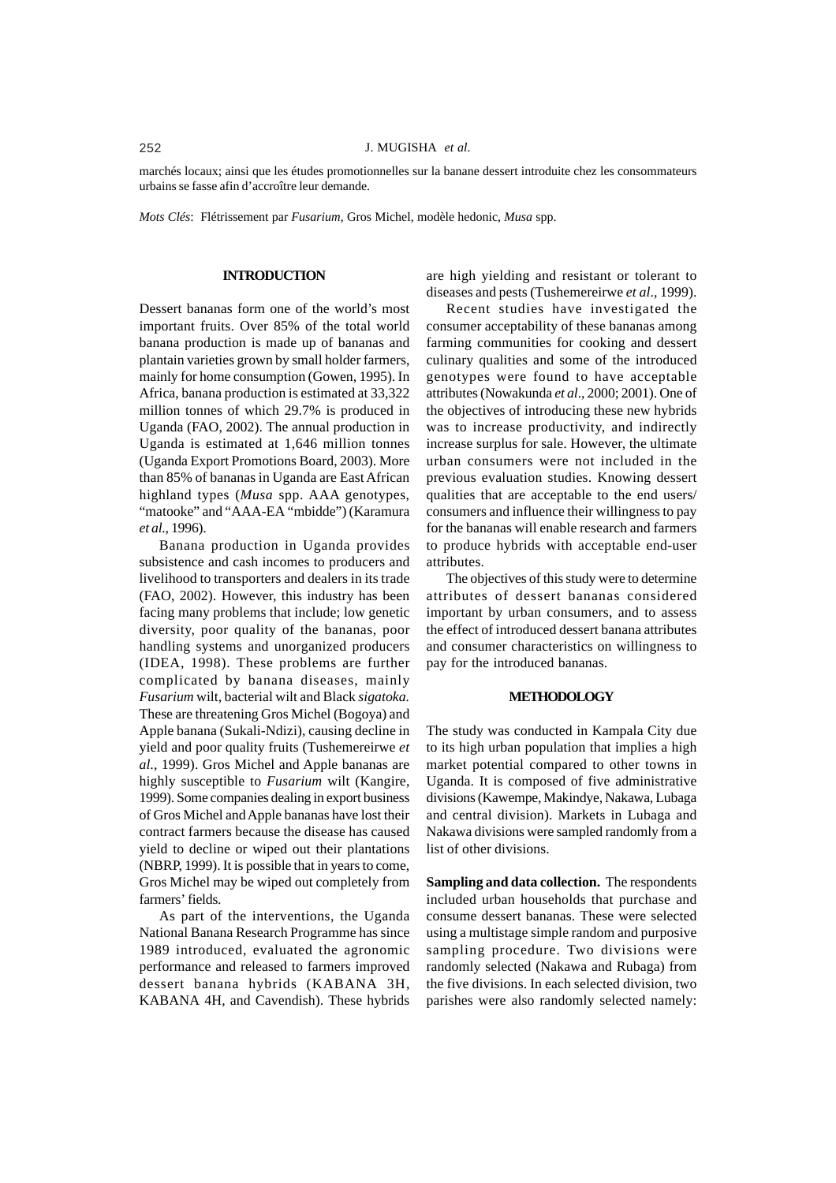marchés locaux; ainsi que les études promotionnelles sur la banane dessert introduite chez les consommateurs urbains se fasse afin d'accroître leur demande.

*Mots Clés*: Flétrissement par *Fusarium*, Gros Michel, modèle hedonic, *Musa* spp.

## INTRODUCTION

Dessert bananas form one of the world's most important fruits. Over 85% of the total world banana production is made up of bananas and plantain varieties grown by small holder farmers, mainly for home consumption (Gowen, 1995). In Africa, banana production is estimated at 33,322 million tonnes of which 29.7% is produced in Uganda (FAO, 2002). The annual production in Uganda is estimated at 1,646 million tonnes (Uganda Export Promotions Board, 2003). More than 85% of bananas in Uganda are East African highland types (*Musa* spp. AAA genotypes, "matooke" and "AAA-EA "mbidde") (Karamura *et al.*, 1996).

Banana production in Uganda provides subsistence and cash incomes to producers and livelihood to transporters and dealers in its trade (FAO, 2002). However, this industry has been facing many problems that include; low genetic diversity, poor quality of the bananas, poor handling systems and unorganized producers (IDEA, 1998). These problems are further complicated by banana diseases, mainly *Fusarium* wilt, bacterial wilt and Black *sigatoka.* These are threatening Gros Michel (Bogoya) and Apple banana (Sukali-Ndizi), causing decline in yield and poor quality fruits (Tushemereirwe *et al.*, 1999). Gros Michel and Apple bananas are highly susceptible to *Fusarium* wilt (Kangire, 1999). Some companies dealing in export business of Gros Michel and Apple bananas have lost their contract farmers because the disease has caused yield to decline or wiped out their plantations (NBRP, 1999). It is possible that in years to come, Gros Michel may be wiped out completely from farmers' fields.

As part of the interventions, the Uganda National Banana Research Programme has since 1989 introduced, evaluated the agronomic performance and released to farmers improved dessert banana hybrids (KABANA 3H, KABANA 4H, and Cavendish). These hybrids are high yielding and resistant or tolerant to diseases and pests (Tushemereirwe *et al*., 1999).

Recent studies have investigated the consumer acceptability of these bananas among farming communities for cooking and dessert culinary qualities and some of the introduced genotypes were found to have acceptable attributes (Nowakunda *et al*., 2000; 2001). One of the objectives of introducing these new hybrids was to increase productivity, and indirectly increase surplus for sale. However, the ultimate urban consumers were not included in the previous evaluation studies. Knowing dessert qualities that are acceptable to the end users/ consumers and influence their willingness to pay for the bananas will enable research and farmers to produce hybrids with acceptable end-user attributes.

The objectives of this study were to determine attributes of dessert bananas considered important by urban consumers, and to assess the effect of introduced dessert banana attributes and consumer characteristics on willingness to pay for the introduced bananas.

## METHODOLOGY

The study was conducted in Kampala City due to its high urban population that implies a high market potential compared to other towns in Uganda. It is composed of five administrative divisions (Kawempe, Makindye, Nakawa, Lubaga and central division). Markets in Lubaga and Nakawa divisions were sampled randomly from a list of other divisions.

**Sampling and data collection.** The respondents included urban households that purchase and consume dessert bananas. These were selected using a multistage simple random and purposive sampling procedure. Two divisions were randomly selected (Nakawa and Rubaga) from the five divisions. In each selected division, two parishes were also randomly selected namely: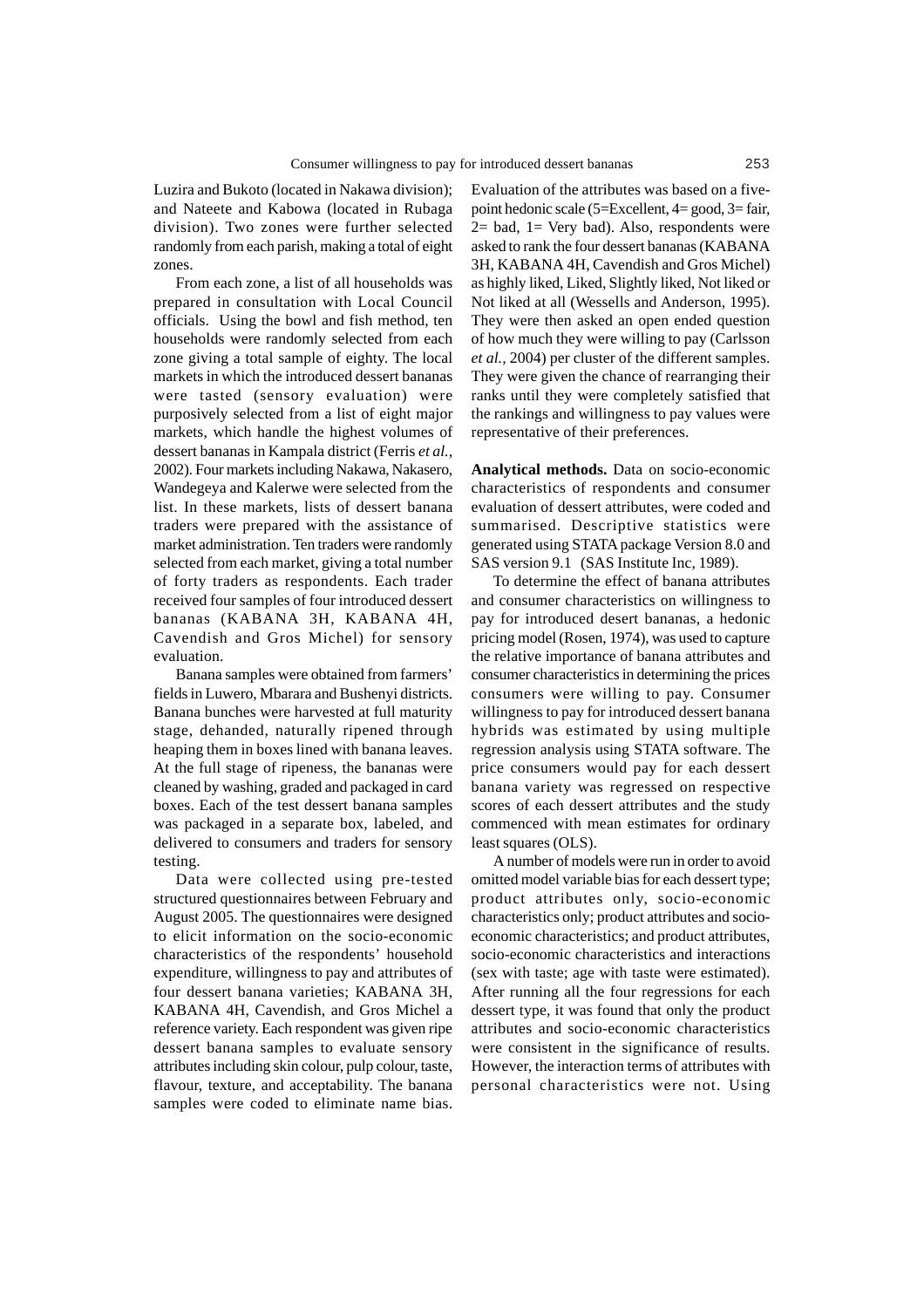Luzira and Bukoto (located in Nakawa division); and Nateete and Kabowa (located in Rubaga division). Two zones were further selected randomly from each parish, making a total of eight zones.

From each zone, a list of all households was prepared in consultation with Local Council officials. Using the bowl and fish method, ten households were randomly selected from each zone giving a total sample of eighty. The local markets in which the introduced dessert bananas were tasted (sensory evaluation) were purposively selected from a list of eight major markets, which handle the highest volumes of dessert bananas in Kampala district (Ferris *et al.*, 2002). Four markets including Nakawa, Nakasero, Wandegeya and Kalerwe were selected from the list. In these markets, lists of dessert banana traders were prepared with the assistance of market administration. Ten traders were randomly selected from each market, giving a total number of forty traders as respondents. Each trader received four samples of four introduced dessert bananas (KABANA 3H, KABANA 4H, Cavendish and Gros Michel) for sensory evaluation.

Banana samples were obtained from farmers' fields in Luwero, Mbarara and Bushenyi districts. Banana bunches were harvested at full maturity stage, dehanded, naturally ripened through heaping them in boxes lined with banana leaves. At the full stage of ripeness, the bananas were cleaned by washing, graded and packaged in card boxes. Each of the test dessert banana samples was packaged in a separate box, labeled, and delivered to consumers and traders for sensory testing.

Data were collected using pre-tested structured questionnaires between February and August 2005. The questionnaires were designed to elicit information on the socio-economic characteristics of the respondents' household expenditure, willingness to pay and attributes of four dessert banana varieties; KABANA 3H, KABANA 4H, Cavendish, and Gros Michel a reference variety. Each respondent was given ripe dessert banana samples to evaluate sensory attributes including skin colour, pulp colour, taste, flavour, texture, and acceptability. The banana samples were coded to eliminate name bias. Evaluation of the attributes was based on a five-point hedonic scale (5=Excellent, 4= good, 3= fair, 2= bad, 1= Very bad). Also, respondents were asked to rank the four dessert bananas (KABANA 3H, KABANA 4H, Cavendish and Gros Michel) as highly liked, Liked, Slightly liked, Not liked or Not liked at all (Wessells and Anderson, 1995). They were then asked an open ended question of how much they were willing to pay (Carlsson *et al.,* 2004) per cluster of the different samples. They were given the chance of rearranging their ranks until they were completely satisfied that the rankings and willingness to pay values were representative of their preferences.

**Analytical methods.** Data on socio-economic characteristics of respondents and consumer evaluation of dessert attributes, were coded and summarised. Descriptive statistics were generated using STATA package Version 8.0 and SAS version 9.1 (SAS Institute Inc, 1989).

To determine the effect of banana attributes and consumer characteristics on willingness to pay for introduced desert bananas, a hedonic pricing model (Rosen, 1974), was used to capture the relative importance of banana attributes and consumer characteristics in determining the prices consumers were willing to pay. Consumer willingness to pay for introduced dessert banana hybrids was estimated by using multiple regression analysis using STATA software. The price consumers would pay for each dessert banana variety was regressed on respective scores of each dessert attributes and the study commenced with mean estimates for ordinary least squares (OLS).

A number of models were run in order to avoid omitted model variable bias for each dessert type; product attributes only, socio-economic characteristics only; product attributes and socio-economic characteristics; and product attributes, socio-economic characteristics and interactions (sex with taste; age with taste were estimated). After running all the four regressions for each dessert type, it was found that only the product attributes and socio-economic characteristics were consistent in the significance of results. However, the interaction terms of attributes with personal characteristics were not. Using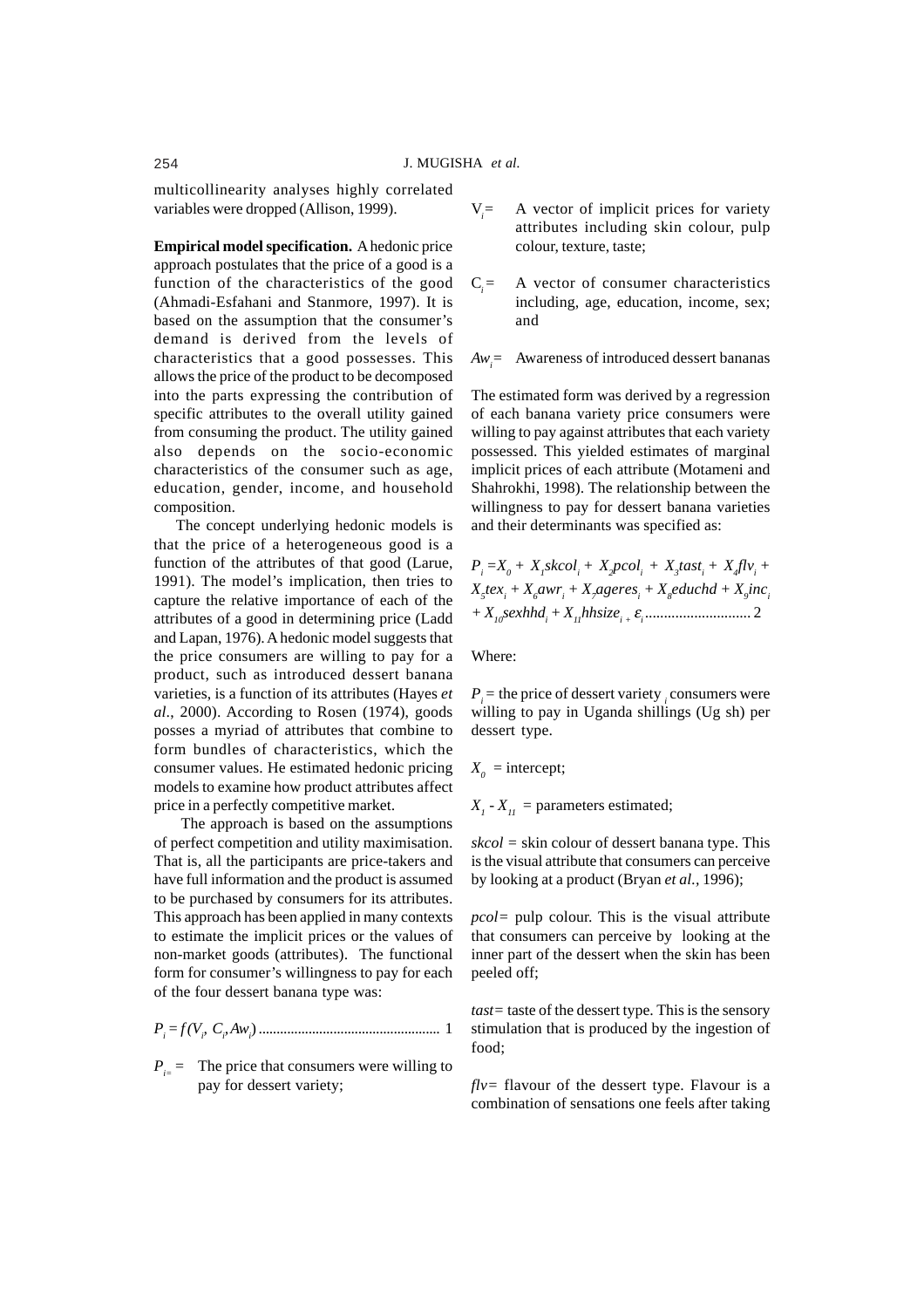multicollinearity analyses highly correlated variables were dropped (Allison, 1999).

**Empirical model specification.** A hedonic price approach postulates that the price of a good is a function of the characteristics of the good (Ahmadi-Esfahani and Stanmore, 1997). It is based on the assumption that the consumer's demand is derived from the levels of characteristics that a good possesses. This allows the price of the product to be decomposed into the parts expressing the contribution of specific attributes to the overall utility gained from consuming the product. The utility gained also depends on the socio-economic characteristics of the consumer such as age, education, gender, income, and household composition.

The concept underlying hedonic models is that the price of a heterogeneous good is a function of the attributes of that good (Larue, 1991). The model's implication, then tries to capture the relative importance of each of the attributes of a good in determining price (Ladd and Lapan, 1976). A hedonic model suggests that the price consumers are willing to pay for a product, such as introduced dessert banana varieties, is a function of its attributes (Hayes *et al.*, 2000). According to Rosen (1974), goods posses a myriad of attributes that combine to form bundles of characteristics, which the consumer values. He estimated hedonic pricing models to examine how product attributes affect price in a perfectly competitive market.

The approach is based on the assumptions of perfect competition and utility maximisation. That is, all the participants are price-takers and have full information and the product is assumed to be purchased by consumers for its attributes. This approach has been applied in many contexts to estimate the implicit prices or the values of non-market goods (attributes). The functional form for consumer's willingness to pay for each of the four dessert banana type was:

$$P_i = f(V_i, C_i, Aw_i) \quad \text{.................................................. 1}$$

$P_{i}$ = The price that consumers were willing to pay for dessert variety;

$V_i$ = A vector of implicit prices for variety attributes including skin colour, pulp colour, texture, taste;

$C_i$ = A vector of consumer characteristics including, age, education, income, sex; and

$Aw_i$ = Awareness of introduced dessert bananas

The estimated form was derived by a regression of each banana variety price consumers were willing to pay against attributes that each variety possessed. This yielded estimates of marginal implicit prices of each attribute (Motameni and Shahrokhi, 1998). The relationship between the willingness to pay for dessert banana varieties and their determinants was specified as:

$$P_i = X_0 + X_1 skcol_i + X_2 pcol_i + X_3 tast_i + X_4 flv_i + X_5 tex_i + X_6 awr_i + X_7 ageres_i + X_8 educhd + X_9 inc_i + X_{10} sexhhd_i + X_{11} hhsize_i + \varepsilon_i \quad \text{............................ 2}$$

Where:

$P_i$ = the price of dessert variety $_i$ consumers were willing to pay in Uganda shillings (Ug sh) per dessert type.

$X_0$ = intercept;

$X_1$ - $X_{11}$ = parameters estimated;

*skcol* = skin colour of dessert banana type. This is the visual attribute that consumers can perceive by looking at a product (Bryan *et al.*, 1996);

*pcol* = pulp colour. This is the visual attribute that consumers can perceive by looking at the inner part of the dessert when the skin has been peeled off;

*tast* = taste of the dessert type. This is the sensory stimulation that is produced by the ingestion of food;

*flv* = flavour of the dessert type. Flavour is a combination of sensations one feels after taking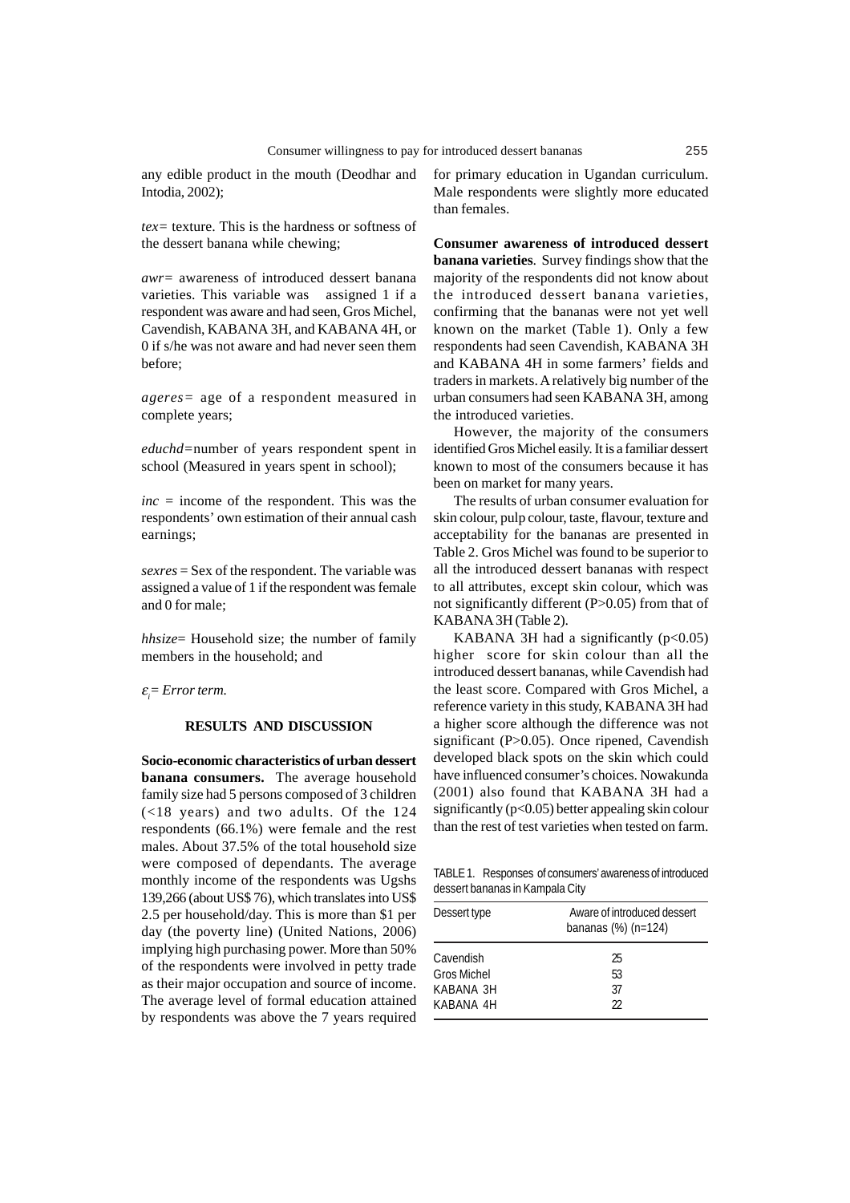any edible product in the mouth (Deodhar and Intodia, 2002);

*tex=* texture. This is the hardness or softness of the dessert banana while chewing;

*awr=* awareness of introduced dessert banana varieties. This variable was assigned 1 if a respondent was aware and had seen, Gros Michel, Cavendish, KABANA 3H, and KABANA 4H, or 0 if s/he was not aware and had never seen them before;

*ageres=* age of a respondent measured in complete years;

*educhd=*number of years respondent spent in school (Measured in years spent in school);

*inc* = income of the respondent. This was the respondents' own estimation of their annual cash earnings;

*sexres* = Sex of the respondent. The variable was assigned a value of 1 if the respondent was female and 0 for male;

*hhsize*= Household size; the number of family members in the household; and

$\varepsilon_i$= *Error term.*

## RESULTS AND DISCUSSION

**Socio-economic characteristics of urban dessert banana consumers.** The average household family size had 5 persons composed of 3 children (<18 years) and two adults. Of the 124 respondents (66.1%) were female and the rest males. About 37.5% of the total household size were composed of dependants. The average monthly income of the respondents was Ugshs 139,266 (about US$ 76), which translates into US$ 2.5 per household/day. This is more than $1 per day (the poverty line) (United Nations, 2006) implying high purchasing power. More than 50% of the respondents were involved in petty trade as their major occupation and source of income. The average level of formal education attained by respondents was above the 7 years required for primary education in Ugandan curriculum. Male respondents were slightly more educated than females.

**Consumer awareness of introduced dessert banana varieties**. Survey findings show that the majority of the respondents did not know about the introduced dessert banana varieties, confirming that the bananas were not yet well known on the market (Table 1). Only a few respondents had seen Cavendish, KABANA 3H and KABANA 4H in some farmers' fields and traders in markets. A relatively big number of the urban consumers had seen KABANA 3H, among the introduced varieties.

However, the majority of the consumers identified Gros Michel easily. It is a familiar dessert known to most of the consumers because it has been on market for many years.

The results of urban consumer evaluation for skin colour, pulp colour, taste, flavour, texture and acceptability for the bananas are presented in Table 2. Gros Michel was found to be superior to all the introduced dessert bananas with respect to all attributes, except skin colour, which was not significantly different ($P>0.05$) from that of KABANA 3H (Table 2).

KABANA 3H had a significantly ($p<0.05$) higher score for skin colour than all the introduced dessert bananas, while Cavendish had the least score. Compared with Gros Michel, a reference variety in this study, KABANA 3H had a higher score although the difference was not significant ($P>0.05$). Once ripened, Cavendish developed black spots on the skin which could have influenced consumer's choices. Nowakunda (2001) also found that KABANA 3H had a significantly ($p<0.05$) better appealing skin colour than the rest of test varieties when tested on farm.

TABLE 1. Responses of consumers' awareness of introduced dessert bananas in Kampala City

| Dessert type | Aware of introduced dessert bananas (%) (n=124) |
|---|---|
| Cavendish | 25 |
| Gros Michel | 53 |
| KABANA 3H | 37 |
| KABANA 4H | 22 |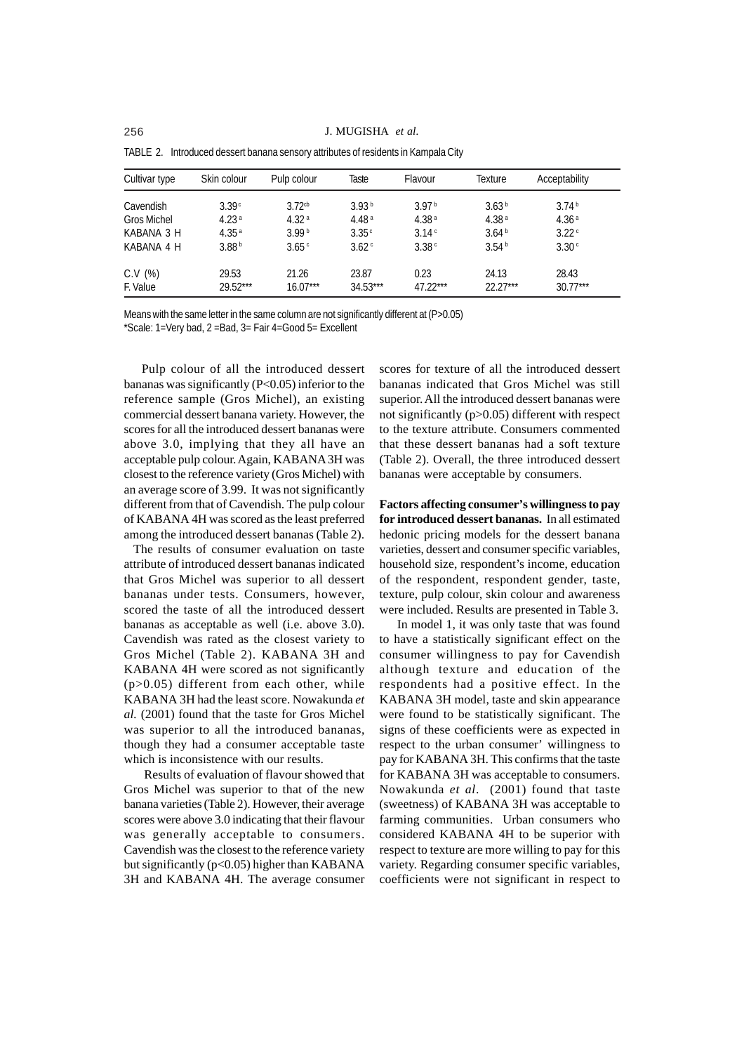TABLE 2. Introduced dessert banana sensory attributes of residents in Kampala City

| Cultivar type | Skin colour | Pulp colour | Taste | Flavour | Texture | Acceptability |
|---|---|---|---|---|---|---|
| Cavendish | 3.39 [c] | 3.72 [cb] | 3.93 [b] | 3.97 [b] | 3.63 [b] | 3.74 [b] |
| Gros Michel | 4.23 [a] | 4.32 [a] | 4.48 [a] | 4.38 [a] | 4.38 [a] | 4.36 [a] |
| KABANA 3 H | 4.35 [a] | 3.99 [b] | 3.35 [c] | 3.14 [c] | 3.64 [b] | 3.22 [c] |
| KABANA 4 H | 3.88 [b] | 3.65 [c] | 3.62 [c] | 3.38 [c] | 3.54 [b] | 3.30 [c] |
| C.V (%) | 29.53 | 21.26 | 23.87 | 0.23 | 24.13 | 28.43 |
| F. Value | 29.52*** | 16.07*** | 34.53*** | 47.22*** | 22.27*** | 30.77*** |

Means with the same letter in the same column are not significantly different at (P>0.05)

*Scale: 1=Very bad, 2 =Bad, 3= Fair 4=Good 5= Excellent

Pulp colour of all the introduced dessert bananas was significantly (P<0.05) inferior to the reference sample (Gros Michel), an existing commercial dessert banana variety. However, the scores for all the introduced dessert bananas were above 3.0, implying that they all have an acceptable pulp colour. Again, KABANA 3H was closest to the reference variety (Gros Michel) with an average score of 3.99. It was not significantly different from that of Cavendish. The pulp colour of KABANA 4H was scored as the least preferred among the introduced dessert bananas (Table 2).

The results of consumer evaluation on taste attribute of introduced dessert bananas indicated that Gros Michel was superior to all dessert bananas under tests. Consumers, however, scored the taste of all the introduced dessert bananas as acceptable as well (i.e. above 3.0). Cavendish was rated as the closest variety to Gros Michel (Table 2). KABANA 3H and KABANA 4H were scored as not significantly (p>0.05) different from each other, while KABANA 3H had the least score. Nowakunda *et al.* (2001) found that the taste for Gros Michel was superior to all the introduced bananas, though they had a consumer acceptable taste which is inconsistence with our results.

Results of evaluation of flavour showed that Gros Michel was superior to that of the new banana varieties (Table 2). However, their average scores were above 3.0 indicating that their flavour was generally acceptable to consumers. Cavendish was the closest to the reference variety but significantly (p<0.05) higher than KABANA 3H and KABANA 4H. The average consumer scores for texture of all the introduced dessert bananas indicated that Gros Michel was still superior. All the introduced dessert bananas were not significantly (p>0.05) different with respect to the texture attribute. Consumers commented that these dessert bananas had a soft texture (Table 2). Overall, the three introduced dessert bananas were acceptable by consumers.

**Factors affecting consumer's willingness to pay for introduced dessert bananas.** In all estimated hedonic pricing models for the dessert banana varieties, dessert and consumer specific variables, household size, respondent's income, education of the respondent, respondent gender, taste, texture, pulp colour, skin colour and awareness were included. Results are presented in Table 3.

In model 1, it was only taste that was found to have a statistically significant effect on the consumer willingness to pay for Cavendish although texture and education of the respondents had a positive effect. In the KABANA 3H model, taste and skin appearance were found to be statistically significant. The signs of these coefficients were as expected in respect to the urban consumer' willingness to pay for KABANA 3H. This confirms that the taste for KABANA 3H was acceptable to consumers. Nowakunda *et al*. (2001) found that taste (sweetness) of KABANA 3H was acceptable to farming communities. Urban consumers who considered KABANA 4H to be superior with respect to texture are more willing to pay for this variety. Regarding consumer specific variables, coefficients were not significant in respect to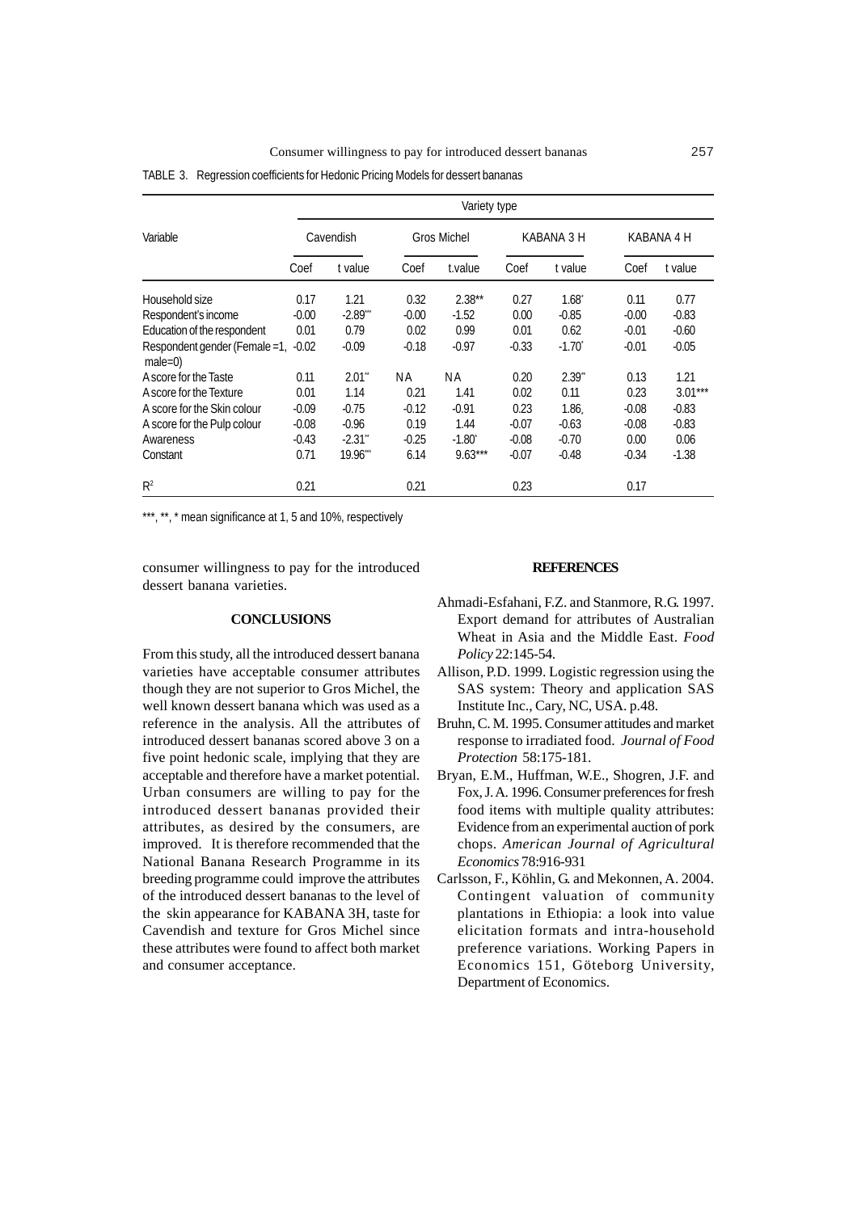TABLE 3. Regression coefficients for Hedonic Pricing Models for dessert bananas

| Variable | Variety type | | | | | | | |
|---|---|---|---|---|---|---|---|---|
| | Cavendish | | Gros Michel | | KABANA 3 H | | KABANA 4 H | |
| | Coef | t value | Coef | t.value | Coef | t value | Coef | t value |
| Household size | 0.17 | 1.21 | 0.32 | 2.38** | 0.27 | 1.68* | 0.11 | 0.77 |
| Respondent's income | -0.00 | -2.89*** | -0.00 | -1.52 | 0.00 | -0.85 | -0.00 | -0.83 |
| Education of the respondent | 0.01 | 0.79 | 0.02 | 0.99 | 0.01 | 0.62 | -0.01 | -0.60 |
| Respondent gender (Female =1, male=0) | -0.02 | -0.09 | -0.18 | -0.97 | -0.33 | -1.70* | -0.01 | -0.05 |
| A score for the Taste | 0.11 | 2.01** | NA | NA | 0.20 | 2.39** | 0.13 | 1.21 |
| A score for the Texture | 0.01 | 1.14 | 0.21 | 1.41 | 0.02 | 0.11 | 0.23 | 3.01*** |
| A score for the Skin colour | -0.09 | -0.75 | -0.12 | -0.91 | 0.23 | 1.86, | -0.08 | -0.83 |
| A score for the Pulp colour | -0.08 | -0.96 | 0.19 | 1.44 | -0.07 | -0.63 | -0.08 | -0.83 |
| Awareness | -0.43 | -2.31** | -0.25 | -1.80* | -0.08 | -0.70 | 0.00 | 0.06 |
| Constant | 0.71 | 19.96*** | 6.14 | 9.63*** | -0.07 | -0.48 | -0.34 | -1.38 |
| $R^2$ | 0.21 | | 0.21 | | 0.23 | | 0.17 | |

***, **, * mean significance at 1, 5 and 10%, respectively

consumer willingness to pay for the introduced dessert banana varieties.

## CONCLUSIONS

From this study, all the introduced dessert banana varieties have acceptable consumer attributes though they are not superior to Gros Michel, the well known dessert banana which was used as a reference in the analysis. All the attributes of introduced dessert bananas scored above 3 on a five point hedonic scale, implying that they are acceptable and therefore have a market potential. Urban consumers are willing to pay for the introduced dessert bananas provided their attributes, as desired by the consumers, are improved. It is therefore recommended that the National Banana Research Programme in its breeding programme could improve the attributes of the introduced dessert bananas to the level of the skin appearance for KABANA 3H, taste for Cavendish and texture for Gros Michel since these attributes were found to affect both market and consumer acceptance.

## REFERENCES

Ahmadi-Esfahani, F.Z. and Stanmore, R.G. 1997. Export demand for attributes of Australian Wheat in Asia and the Middle East. *Food Policy* 22:145-54.

Allison, P.D. 1999. Logistic regression using the SAS system: Theory and application SAS Institute Inc., Cary, NC, USA. p.48.

Bruhn, C. M. 1995. Consumer attitudes and market response to irradiated food. *Journal of Food Protection* 58:175-181.

Bryan, E.M., Huffman, W.E., Shogren, J.F. and Fox, J. A. 1996. Consumer preferences for fresh food items with multiple quality attributes: Evidence from an experimental auction of pork chops. *American Journal of Agricultural Economics* 78:916-931

Carlsson, F., Köhlin, G. and Mekonnen, A. 2004. Contingent valuation of community plantations in Ethiopia: a look into value elicitation formats and intra-household preference variations. Working Papers in Economics 151, Göteborg University, Department of Economics.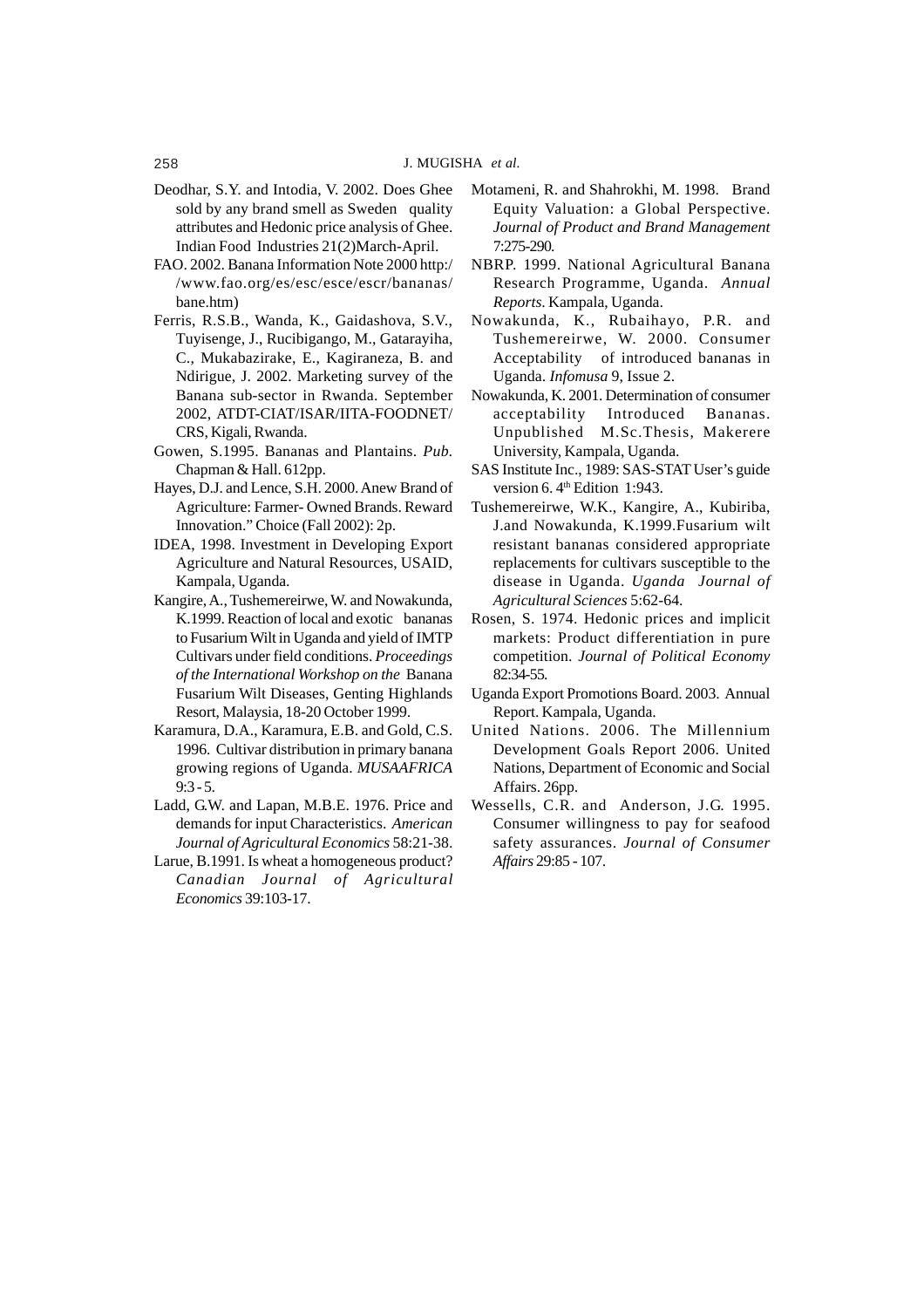Deodhar, S.Y. and Intodia, V. 2002. Does Ghee sold by any brand smell as Sweden quality attributes and Hedonic price analysis of Ghee. Indian Food Industries 21(2)March-April.

FAO. 2002. Banana Information Note 2000 http://www.fao.org/es/esc/esce/escr/bananas/bane.htm)

Ferris, R.S.B., Wanda, K., Gaidashova, S.V., Tuyisenge, J., Rucibigango, M., Gatarayiha, C., Mukabazirake, E., Kagiraneza, B. and Ndirigue, J. 2002. Marketing survey of the Banana sub-sector in Rwanda. September 2002, ATDT-CIAT/ISAR/IITA-FOODNET/CRS, Kigali, Rwanda.

Gowen, S.1995. Bananas and Plantains. *Pub.* Chapman & Hall. 612pp.

Hayes, D.J. and Lence, S.H. 2000. Anew Brand of Agriculture: Farmer- Owned Brands. Reward Innovation." Choice (Fall 2002): 2p.

IDEA, 1998. Investment in Developing Export Agriculture and Natural Resources, USAID, Kampala, Uganda.

Kangire, A., Tushemereirwe, W. and Nowakunda, K.1999. Reaction of local and exotic bananas to Fusarium Wilt in Uganda and yield of IMTP Cultivars under field conditions. *Proceedings of the International Workshop on the* Banana Fusarium Wilt Diseases, Genting Highlands Resort, Malaysia, 18-20 October 1999.

Karamura, D.A., Karamura, E.B. and Gold, C.S. 1996. Cultivar distribution in primary banana growing regions of Uganda. *MUSAAFRICA* 9:3 - 5.

Ladd, G.W. and Lapan, M.B.E. 1976. Price and demands for input Characteristics. *American Journal of Agricultural Economics* 58:21-38.

Larue, B.1991. Is wheat a homogeneous product? *Canadian Journal of Agricultural Economics* 39:103-17.

Motameni, R. and Shahrokhi, M. 1998. Brand Equity Valuation: a Global Perspective. *Journal of Product and Brand Management* 7:275-290.

NBRP. 1999. National Agricultural Banana Research Programme, Uganda. *Annual Reports.* Kampala, Uganda.

Nowakunda, K., Rubaihayo, P.R. and Tushemereirwe, W. 2000. Consumer Acceptability of introduced bananas in Uganda. *Infomusa* 9, Issue 2.

Nowakunda, K. 2001. Determination of consumer acceptability Introduced Bananas. Unpublished M.Sc.Thesis, Makerere University, Kampala, Uganda.

SAS Institute Inc., 1989: SAS-STAT User's guide version 6. 4th Edition 1:943.

Tushemereirwe, W.K., Kangire, A., Kubiriba, J.and Nowakunda, K.1999.Fusarium wilt resistant bananas considered appropriate replacements for cultivars susceptible to the disease in Uganda. *Uganda Journal of Agricultural Sciences* 5:62-64.

Rosen, S. 1974. Hedonic prices and implicit markets: Product differentiation in pure competition. *Journal of Political Economy* 82:34-55.

Uganda Export Promotions Board. 2003. Annual Report. Kampala, Uganda.

United Nations. 2006. The Millennium Development Goals Report 2006. United Nations, Department of Economic and Social Affairs. 26pp.

Wessells, C.R. and Anderson, J.G. 1995. Consumer willingness to pay for seafood safety assurances. *Journal of Consumer Affairs* 29:85 - 107.